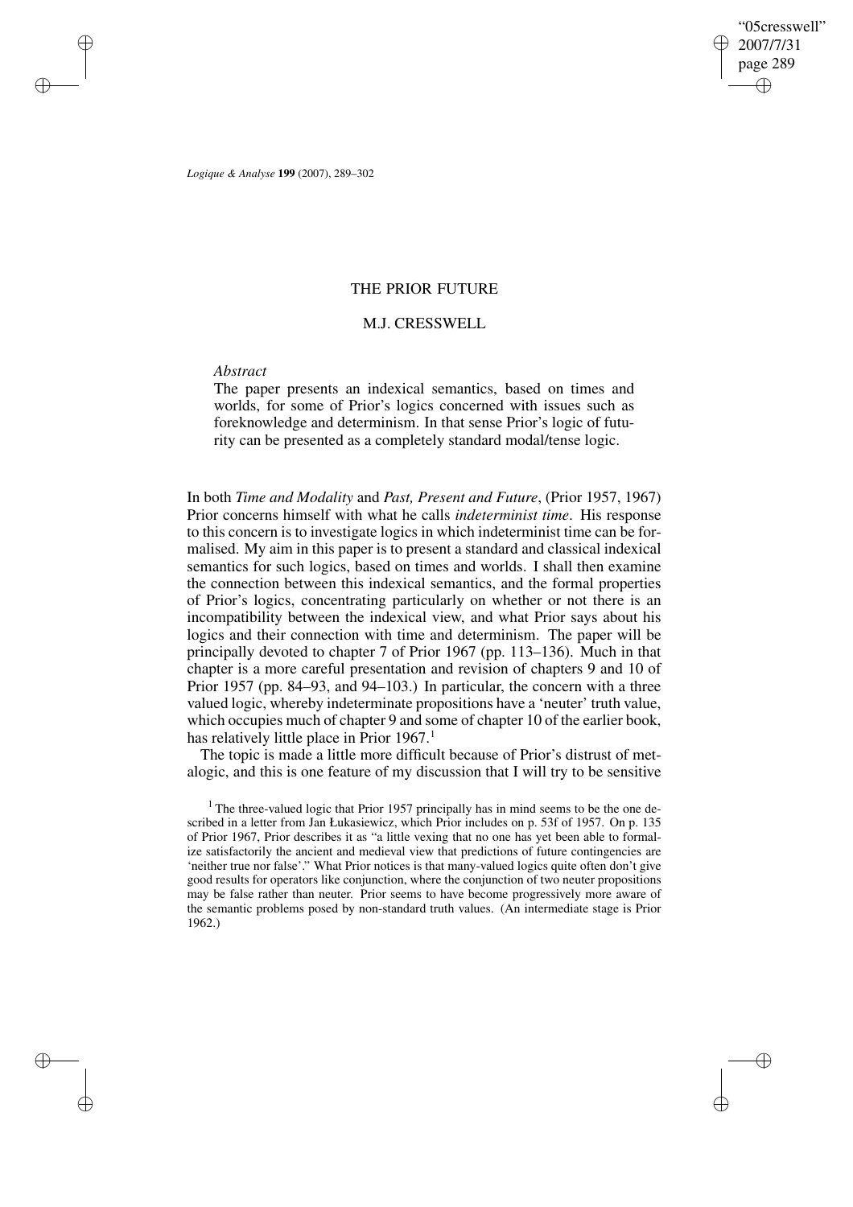*Logique & Analyse* **199** (2007), 289–302

# THE PRIOR FUTURE

## M.J. CRESSWELL

*Abstract*

The paper presents an indexical semantics, based on times and worlds, for some of Prior's logics concerned with issues such as foreknowledge and determinism. In that sense Prior's logic of futurity can be presented as a completely standard modal/tense logic.

In both *Time and Modality* and *Past, Present and Future*, (Prior 1957, 1967) Prior concerns himself with what he calls *indeterminist time*. His response to this concern is to investigate logics in which indeterminist time can be formalised. My aim in this paper is to present a standard and classical indexical semantics for such logics, based on times and worlds. I shall then examine the connection between this indexical semantics, and the formal properties of Prior's logics, concentrating particularly on whether or not there is an incompatibility between the indexical view, and what Prior says about his logics and their connection with time and determinism. The paper will be principally devoted to chapter 7 of Prior 1967 (pp. 113–136). Much in that chapter is a more careful presentation and revision of chapters 9 and 10 of Prior 1957 (pp. 84–93, and 94–103.) In particular, the concern with a three valued logic, whereby indeterminate propositions have a 'neuter' truth value, which occupies much of chapter 9 and some of chapter 10 of the earlier book, has relatively little place in Prior 1967.[1]

The topic is made a little more difficult because of Prior's distrust of metalogic, and this is one feature of my discussion that I will try to be sensitive

[1] The three-valued logic that Prior 1957 principally has in mind seems to be the one described in a letter from Jan Łukasiewicz, which Prior includes on p. 53f of 1957. On p. 135 of Prior 1967, Prior describes it as "a little vexing that no one has yet been able to formalize satisfactorily the ancient and medieval view that predictions of future contingencies are 'neither true nor false'." What Prior notices is that many-valued logics quite often don't give good results for operators like conjunction, where the conjunction of two neuter propositions may be false rather than neuter. Prior seems to have become progressively more aware of the semantic problems posed by non-standard truth values. (An intermediate stage is Prior 1962.)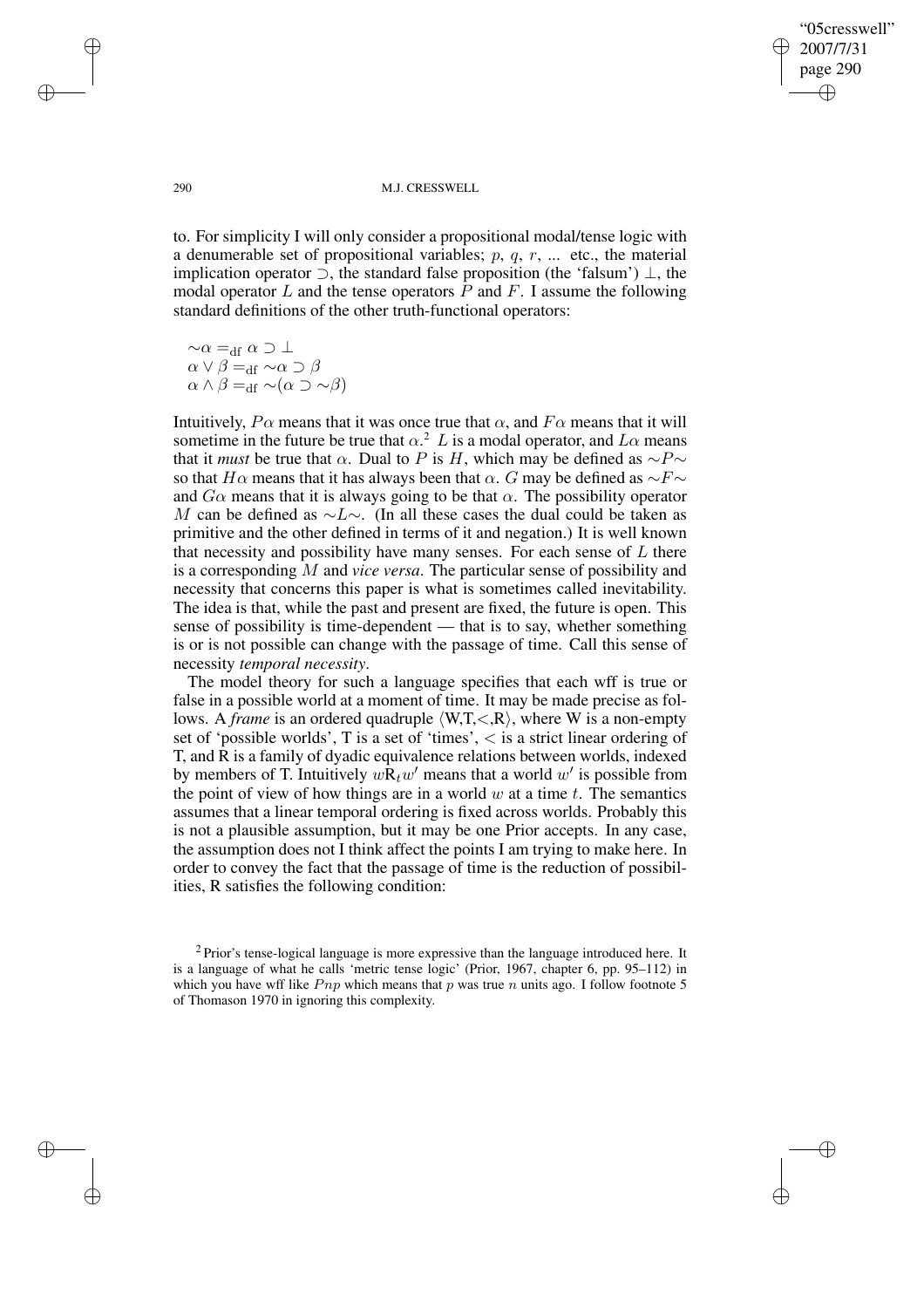to. For simplicity I will only consider a propositional modal/tense logic with a denumerable set of propositional variables; $p$, $q$, $r$, ... etc., the material implication operator $\supset$, the standard false proposition (the 'falsum') $\bot$, the modal operator $L$ and the tense operators $P$ and $F$. I assume the following standard definitions of the other truth-functional operators:

$$\sim\alpha =_{\text{df}} \alpha \supset \bot$$
$$\alpha \vee \beta =_{\text{df}} \sim\alpha \supset \beta$$
$$\alpha \wedge \beta =_{\text{df}} \sim(\alpha \supset \sim\beta)$$

Intuitively, $P\alpha$ means that it was once true that $\alpha$, and $F\alpha$ means that it will sometime in the future be true that $\alpha$.[2] $L$ is a modal operator, and $L\alpha$ means that it *must* be true that $\alpha$. Dual to $P$ is $H$, which may be defined as $\sim P\sim$ so that $H\alpha$ means that it has always been that $\alpha$. $G$ may be defined as $\sim F\sim$ and $G\alpha$ means that it is always going to be that $\alpha$. The possibility operator $M$ can be defined as $\sim L\sim$. (In all these cases the dual could be taken as primitive and the other defined in terms of it and negation.) It is well known that necessity and possibility have many senses. For each sense of $L$ there is a corresponding $M$ and *vice versa*. The particular sense of possibility and necessity that concerns this paper is what is sometimes called inevitability. The idea is that, while the past and present are fixed, the future is open. This sense of possibility is time-dependent — that is to say, whether something is or is not possible can change with the passage of time. Call this sense of necessity *temporal necessity*.

The model theory for such a language specifies that each wff is true or false in a possible world at a moment of time. It may be made precise as follows. A *frame* is an ordered quadruple $\langle \text{W,T,}<\text{,R} \rangle$, where W is a non-empty set of 'possible worlds', T is a set of 'times', $<$ is a strict linear ordering of T, and R is a family of dyadic equivalence relations between worlds, indexed by members of T. Intuitively $w\text{R}_t w'$ means that a world $w'$ is possible from the point of view of how things are in a world $w$ at a time $t$. The semantics assumes that a linear temporal ordering is fixed across worlds. Probably this is not a plausible assumption, but it may be one Prior accepts. In any case, the assumption does not I think affect the points I am trying to make here. In order to convey the fact that the passage of time is the reduction of possibilities, R satisfies the following condition:

[2] Prior's tense-logical language is more expressive than the language introduced here. It is a language of what he calls 'metric tense logic' (Prior, 1967, chapter 6, pp. 95–112) in which you have wff like $Pnp$ which means that $p$ was true $n$ units ago. I follow footnote 5 of Thomason 1970 in ignoring this complexity.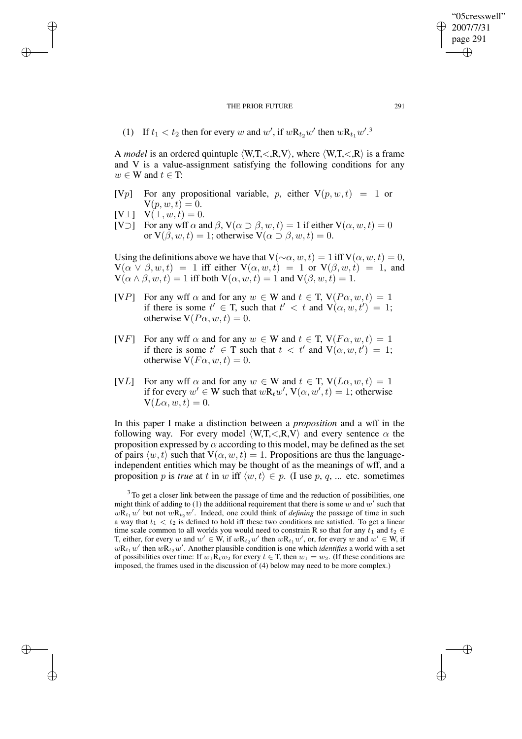(1) If $t_1 < t_2$ then for every $w$ and $w'$, if $w\text{R}_{t_2}w'$ then $w\text{R}_{t_1}w'$.[3]

A *model* is an ordered quintuple $\langle$W,T,<,R,V$\rangle$, where $\langle$W,T,<,R$\rangle$ is a frame and V is a value-assignment satisfying the following conditions for any $w \in$ W and $t \in$ T:

[V$p$] For any propositional variable, $p$, either $\text{V}(p, w, t) = 1$ or $\text{V}(p, w, t) = 0$.

[V$\perp$] $\text{V}(\perp, w, t) = 0$.

[V$\supset$] For any wff $\alpha$ and $\beta$, $\text{V}(\alpha \supset \beta, w, t) = 1$ if either $\text{V}(\alpha, w, t) = 0$ or $\text{V}(\beta, w, t) = 1$; otherwise $\text{V}(\alpha \supset \beta, w, t) = 0$.

Using the definitions above we have that $\text{V}(\sim\alpha, w, t) = 1$ iff $\text{V}(\alpha, w, t) = 0$, $\text{V}(\alpha \vee \beta, w, t) = 1$ iff either $\text{V}(\alpha, w, t) = 1$ or $\text{V}(\beta, w, t) = 1$, and $\text{V}(\alpha \wedge \beta, w, t) = 1$ iff both $\text{V}(\alpha, w, t) = 1$ and $\text{V}(\beta, w, t) = 1$.

[V$P$] For any wff $\alpha$ and for any $w \in$ W and $t \in$ T, $\text{V}(P\alpha, w, t) = 1$ if there is some $t' \in$ T, such that $t' < t$ and $\text{V}(\alpha, w, t') = 1$; otherwise $\text{V}(P\alpha, w, t) = 0$.

[V$F$] For any wff $\alpha$ and for any $w \in$ W and $t \in$ T, $\text{V}(F\alpha, w, t) = 1$ if there is some $t' \in$ T such that $t < t'$ and $\text{V}(\alpha, w, t') = 1$; otherwise $\text{V}(F\alpha, w, t) = 0$.

[V$L$] For any wff $\alpha$ and for any $w \in$ W and $t \in$ T, $\text{V}(L\alpha, w, t) = 1$ if for every $w' \in$ W such that $w\text{R}_t w'$, $\text{V}(\alpha, w', t) = 1$; otherwise $\text{V}(L\alpha, w, t) = 0$.

In this paper I make a distinction between a *proposition* and a wff in the following way. For every model $\langle$W,T,<,R,V$\rangle$ and every sentence $\alpha$ the proposition expressed by $\alpha$ according to this model, may be defined as the set of pairs $\langle w, t\rangle$ such that $\text{V}(\alpha, w, t) = 1$. Propositions are thus the language-independent entities which may be thought of as the meanings of wff, and a proposition $p$ is *true* at $t$ in $w$ iff $\langle w, t\rangle \in p$. (I use $p$, $q$, ... etc. sometimes

[3] To get a closer link between the passage of time and the reduction of possibilities, one might think of adding to (1) the additional requirement that there is some $w$ and $w'$ such that $w\text{R}_{t_1}w'$ but not $w\text{R}_{t_2}w'$. Indeed, one could think of *defining* the passage of time in such a way that $t_1 < t_2$ is defined to hold iff these two conditions are satisfied. To get a linear time scale common to all worlds you would need to constrain R so that for any $t_1$ and $t_2 \in$ T, either, for every $w$ and $w' \in$ W, if $w\text{R}_{t_2}w'$ then $w\text{R}_{t_1}w'$, or, for every $w$ and $w' \in$ W, if $w\text{R}_{t_1}w'$ then $w\text{R}_{t_2}w'$. Another plausible condition is one which *identifies* a world with a set of possibilities over time: If $w_1\text{R}_t w_2$ for every $t \in$ T, then $w_1 = w_2$. (If these conditions are imposed, the frames used in the discussion of (4) below may need to be more complex.)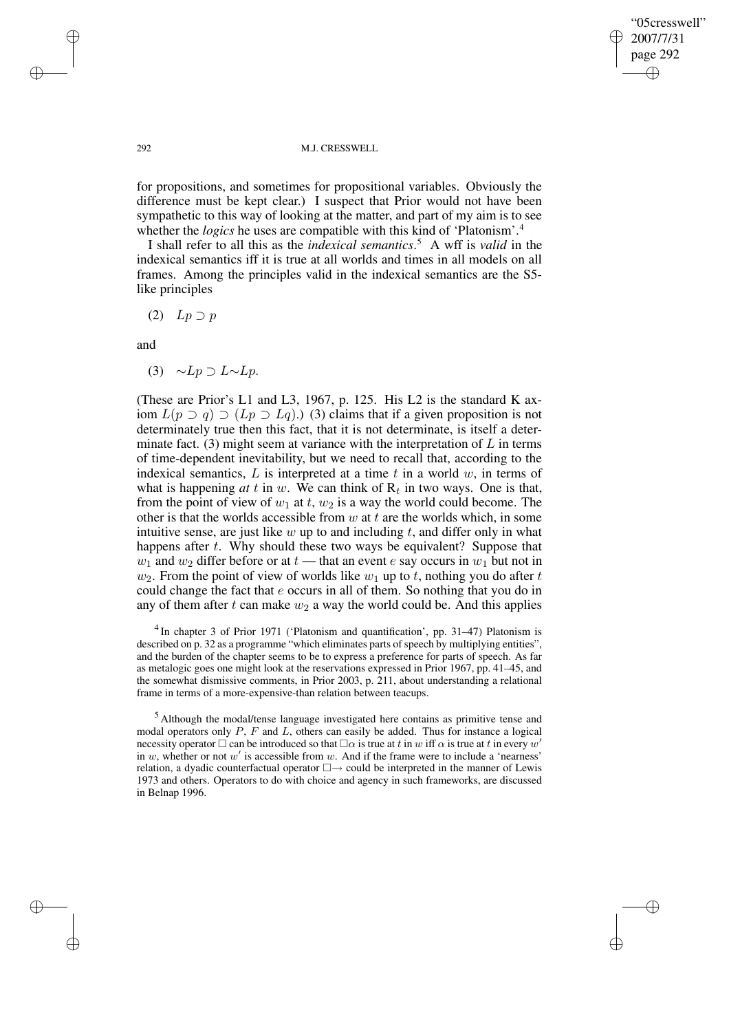for propositions, and sometimes for propositional variables. Obviously the difference must be kept clear.) I suspect that Prior would not have been sympathetic to this way of looking at the matter, and part of my aim is to see whether the *logics* he uses are compatible with this kind of 'Platonism'.[4]

I shall refer to all this as the *indexical semantics*.[5] A wff is *valid* in the indexical semantics iff it is true at all worlds and times in all models on all frames. Among the principles valid in the indexical semantics are the S5-like principles

(2) $Lp \supset p$

and

(3) $\sim Lp \supset L{\sim}Lp$.

(These are Prior's L1 and L3, 1967, p. 125. His L2 is the standard K axiom $L(p \supset q) \supset (Lp \supset Lq)$.) (3) claims that if a given proposition is not determinately true then this fact, that it is not determinate, is itself a determinate fact. (3) might seem at variance with the interpretation of $L$ in terms of time-dependent inevitability, but we need to recall that, according to the indexical semantics, $L$ is interpreted at a time $t$ in a world $w$, in terms of what is happening *at* $t$ in $w$. We can think of $\mathsf{R}_t$ in two ways. One is that, from the point of view of $w_1$ at $t$, $w_2$ is a way the world could become. The other is that the worlds accessible from $w$ at $t$ are the worlds which, in some intuitive sense, are just like $w$ up to and including $t$, and differ only in what happens after $t$. Why should these two ways be equivalent? Suppose that $w_1$ and $w_2$ differ before or at $t$ — that an event $e$ say occurs in $w_1$ but not in $w_2$. From the point of view of worlds like $w_1$ up to $t$, nothing you do after $t$ could change the fact that $e$ occurs in all of them. So nothing that you do in any of them after $t$ can make $w_2$ a way the world could be. And this applies

[4] In chapter 3 of Prior 1971 ('Platonism and quantification', pp. 31–47) Platonism is described on p. 32 as a programme "which eliminates parts of speech by multiplying entities", and the burden of the chapter seems to be to express a preference for parts of speech. As far as metalogic goes one might look at the reservations expressed in Prior 1967, pp. 41–45, and the somewhat dismissive comments, in Prior 2003, p. 211, about understanding a relational frame in terms of a more-expensive-than relation between teacups.

[5] Although the modal/tense language investigated here contains as primitive tense and modal operators only $P$, $F$ and $L$, others can easily be added. Thus for instance a logical necessity operator $\Box$ can be introduced so that $\Box\alpha$ is true at $t$ in $w$ iff $\alpha$ is true at $t$ in every $w'$ in $w$, whether or not $w'$ is accessible from $w$. And if the frame were to include a 'nearness' relation, a dyadic counterfactual operator $\Box\!\!\rightarrow$ could be interpreted in the manner of Lewis 1973 and others. Operators to do with choice and agency in such frameworks, are discussed in Belnap 1996.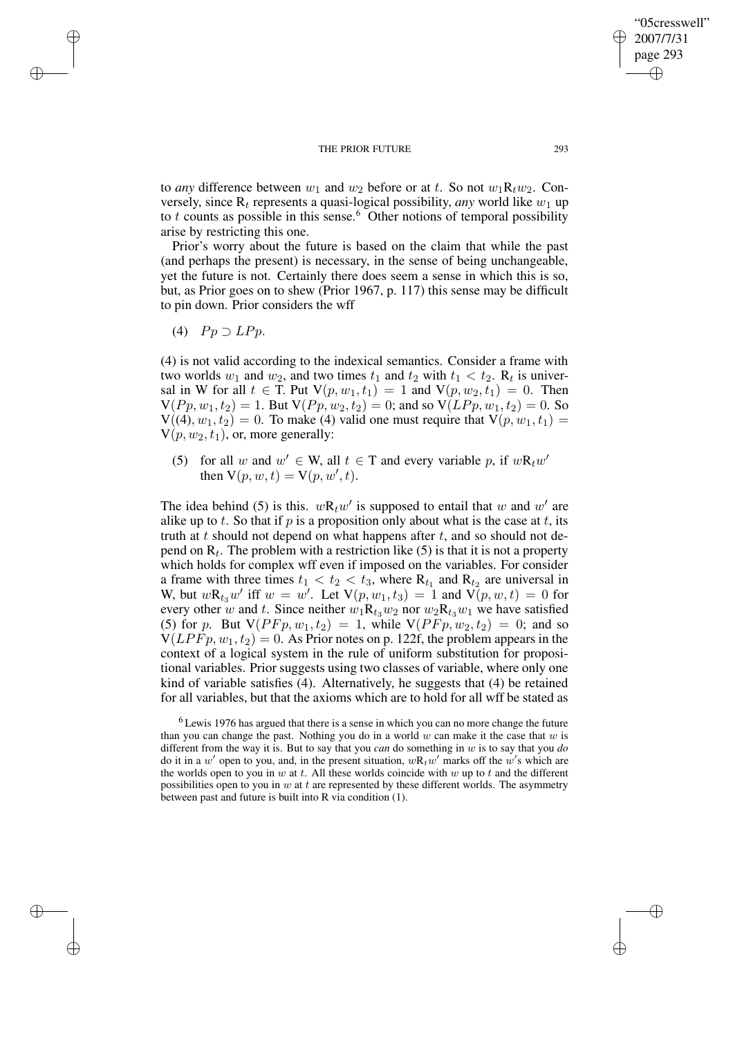to *any* difference between $w_1$ and $w_2$ before or at $t$. So not $w_1 \mathrm{R}_t w_2$. Conversely, since $\mathrm{R}_t$ represents a quasi-logical possibility, *any* world like $w_1$ up to $t$ counts as possible in this sense.[6] Other notions of temporal possibility arise by restricting this one.

Prior's worry about the future is based on the claim that while the past (and perhaps the present) is necessary, in the sense of being unchangeable, yet the future is not. Certainly there does seem a sense in which this is so, but, as Prior goes on to shew (Prior 1967, p. 117) this sense may be difficult to pin down. Prior considers the wff

(4) $Pp \supset LPp$.

(4) is not valid according to the indexical semantics. Consider a frame with two worlds $w_1$ and $w_2$, and two times $t_1$ and $t_2$ with $t_1 < t_2$. $\mathrm{R}_t$ is universal in W for all $t \in \mathrm{T}$. Put $\mathrm{V}(p, w_1, t_1) = 1$ and $\mathrm{V}(p, w_2, t_1) = 0$. Then $\mathrm{V}(Pp, w_1, t_2) = 1$. But $\mathrm{V}(Pp, w_2, t_2) = 0$; and so $\mathrm{V}(LPp, w_1, t_2) = 0$. So $\mathrm{V}((4), w_1, t_2) = 0$. To make (4) valid one must require that $\mathrm{V}(p, w_1, t_1) = \mathrm{V}(p, w_2, t_1)$, or, more generally:

(5) for all $w$ and $w' \in \mathrm{W}$, all $t \in \mathrm{T}$ and every variable $p$, if $w\mathrm{R}_t w'$ then $\mathrm{V}(p, w, t) = \mathrm{V}(p, w', t)$.

The idea behind (5) is this. $w\mathrm{R}_t w'$ is supposed to entail that $w$ and $w'$ are alike up to $t$. So that if $p$ is a proposition only about what is the case at $t$, its truth at $t$ should not depend on what happens after $t$, and so should not depend on $\mathrm{R}_t$. The problem with a restriction like (5) is that it is not a property which holds for complex wff even if imposed on the variables. For consider a frame with three times $t_1 < t_2 < t_3$, where $\mathrm{R}_{t_1}$ and $\mathrm{R}_{t_2}$ are universal in W, but $w\mathrm{R}_{t_3} w'$ iff $w = w'$. Let $\mathrm{V}(p, w_1, t_3) = 1$ and $\mathrm{V}(p, w, t) = 0$ for every other $w$ and $t$. Since neither $w_1 \mathrm{R}_{t_3} w_2$ nor $w_2 \mathrm{R}_{t_3} w_1$ we have satisfied (5) for $p$. But $\mathrm{V}(PFp, w_1, t_2) = 1$, while $\mathrm{V}(PFp, w_2, t_2) = 0$; and so $\mathrm{V}(LPFp, w_1, t_2) = 0$. As Prior notes on p. 122f, the problem appears in the context of a logical system in the rule of uniform substitution for propositional variables. Prior suggests using two classes of variable, where only one kind of variable satisfies (4). Alternatively, he suggests that (4) be retained for all variables, but that the axioms which are to hold for all wff be stated as

[6] Lewis 1976 has argued that there is a sense in which you can no more change the future than you can change the past. Nothing you do in a world $w$ can make it the case that $w$ is different from the way it is. But to say that you *can* do something in $w$ is to say that you *do* do it in a $w'$ open to you, and, in the present situation, $w\mathrm{R}_t w'$ marks off the $w'$'s which are the worlds open to you in $w$ at $t$. All these worlds coincide with $w$ up to $t$ and the different possibilities open to you in $w$ at $t$ are represented by these different worlds. The asymmetry between past and future is built into R via condition (1).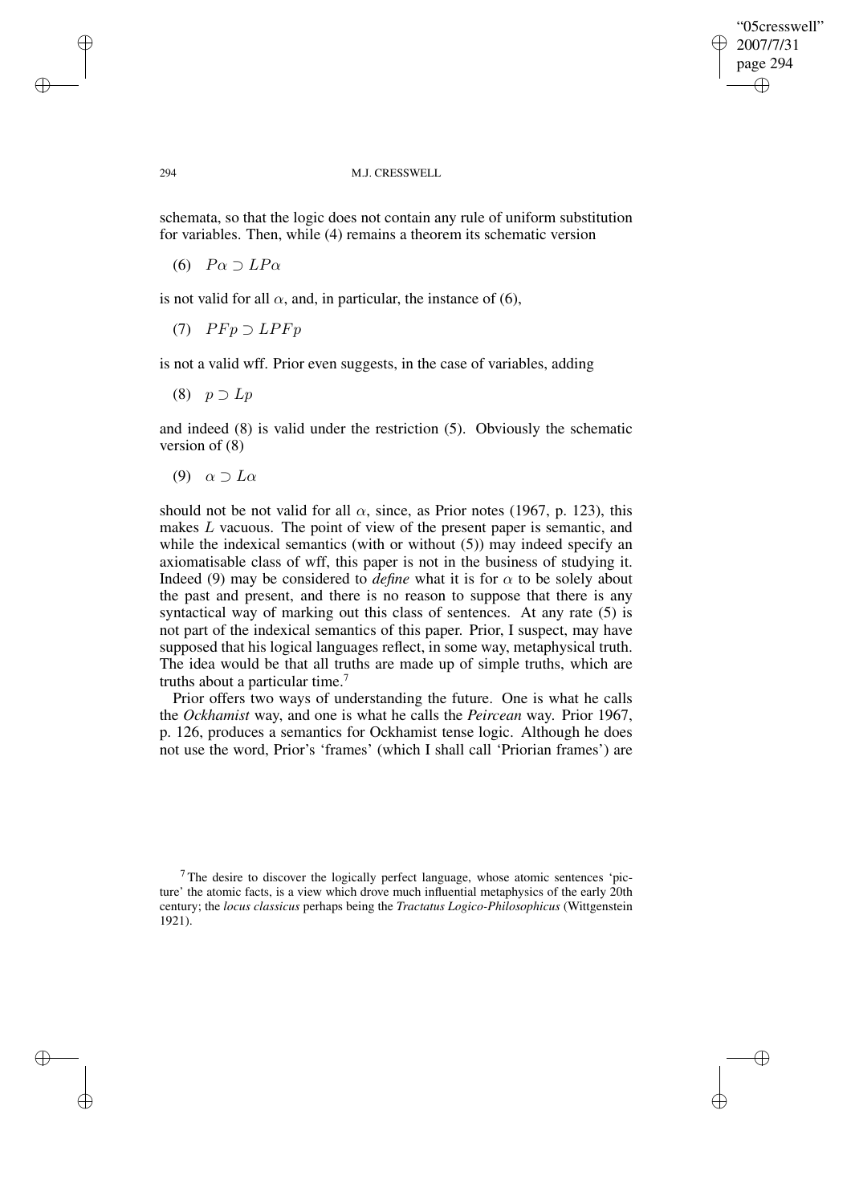schemata, so that the logic does not contain any rule of uniform substitution for variables. Then, while (4) remains a theorem its schematic version

(6) $P\alpha \supset LP\alpha$

is not valid for all $\alpha$, and, in particular, the instance of (6),

(7) $PFp \supset LPFp$

is not a valid wff. Prior even suggests, in the case of variables, adding

(8) $p \supset Lp$

and indeed (8) is valid under the restriction (5). Obviously the schematic version of (8)

(9) $\alpha \supset L\alpha$

should not be not valid for all $\alpha$, since, as Prior notes (1967, p. 123), this makes $L$ vacuous. The point of view of the present paper is semantic, and while the indexical semantics (with or without (5)) may indeed specify an axiomatisable class of wff, this paper is not in the business of studying it. Indeed (9) may be considered to *define* what it is for $\alpha$ to be solely about the past and present, and there is no reason to suppose that there is any syntactical way of marking out this class of sentences. At any rate (5) is not part of the indexical semantics of this paper. Prior, I suspect, may have supposed that his logical languages reflect, in some way, metaphysical truth. The idea would be that all truths are made up of simple truths, which are truths about a particular time.[7]

Prior offers two ways of understanding the future. One is what he calls the *Ockhamist* way, and one is what he calls the *Peircean* way. Prior 1967, p. 126, produces a semantics for Ockhamist tense logic. Although he does not use the word, Prior's 'frames' (which I shall call 'Priorian frames') are

[7] The desire to discover the logically perfect language, whose atomic sentences 'picture' the atomic facts, is a view which drove much influential metaphysics of the early 20th century; the *locus classicus* perhaps being the *Tractatus Logico-Philosophicus* (Wittgenstein 1921).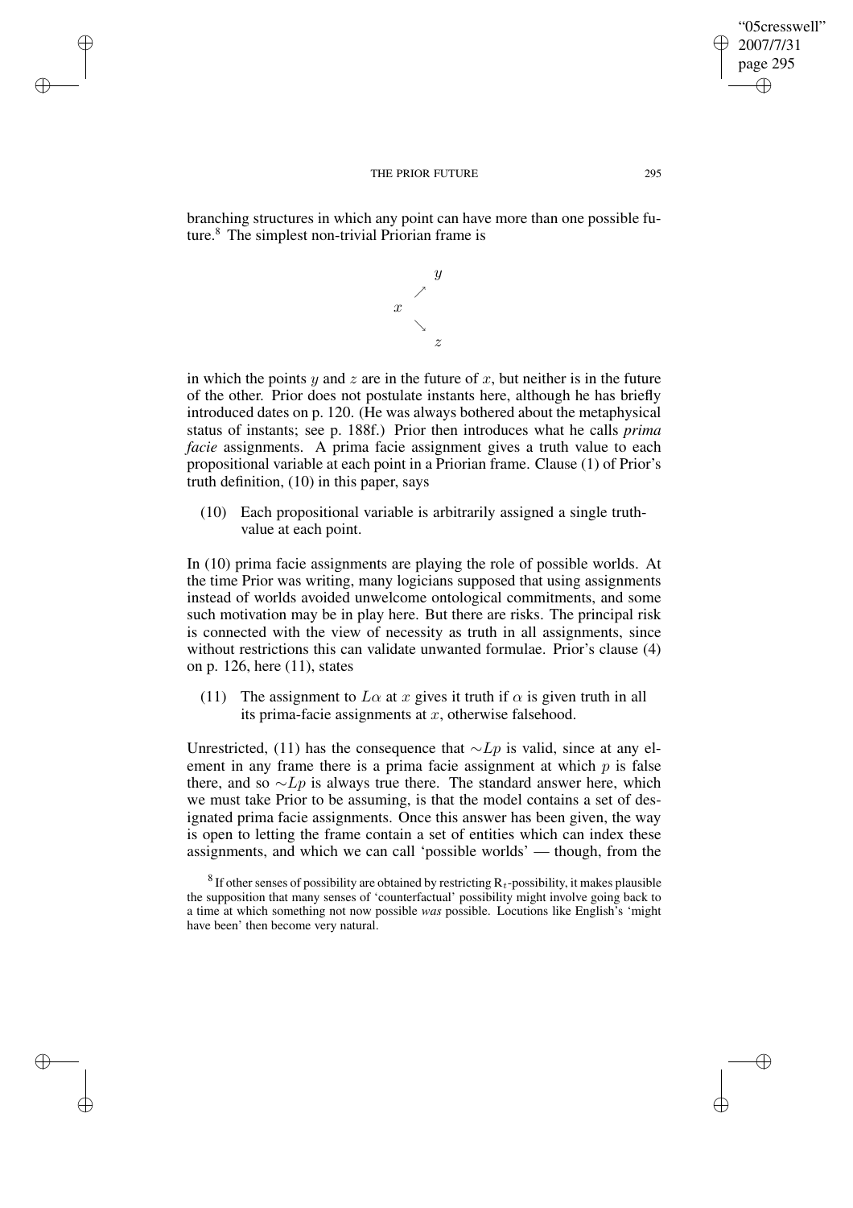branching structures in which any point can have more than one possible future.[8] The simplest non-trivial Priorian frame is

$$
\begin{array}{ccc}
 & & y \\
 & \nearrow & \\
x & & \\
 & \searrow & \\
 & & z
\end{array}
$$

in which the points $y$ and $z$ are in the future of $x$, but neither is in the future of the other. Prior does not postulate instants here, although he has briefly introduced dates on p. 120. (He was always bothered about the metaphysical status of instants; see p. 188f.) Prior then introduces what he calls *prima facie* assignments. A prima facie assignment gives a truth value to each propositional variable at each point in a Priorian frame. Clause (1) of Prior's truth definition, (10) in this paper, says

(10) Each propositional variable is arbitrarily assigned a single truth-value at each point.

In (10) prima facie assignments are playing the role of possible worlds. At the time Prior was writing, many logicians supposed that using assignments instead of worlds avoided unwelcome ontological commitments, and some such motivation may be in play here. But there are risks. The principal risk is connected with the view of necessity as truth in all assignments, since without restrictions this can validate unwanted formulae. Prior's clause (4) on p. 126, here (11), states

(11) The assignment to $L\alpha$ at $x$ gives it truth if $\alpha$ is given truth in all its prima-facie assignments at $x$, otherwise falsehood.

Unrestricted, (11) has the consequence that $\sim Lp$ is valid, since at any element in any frame there is a prima facie assignment at which $p$ is false there, and so $\sim Lp$ is always true there. The standard answer here, which we must take Prior to be assuming, is that the model contains a set of designated prima facie assignments. Once this answer has been given, the way is open to letting the frame contain a set of entities which can index these assignments, and which we can call 'possible worlds' — though, from the

[8] If other senses of possibility are obtained by restricting $R_t$-possibility, it makes plausible the supposition that many senses of 'counterfactual' possibility might involve going back to a time at which something not now possible *was* possible. Locutions like English's 'might have been' then become very natural.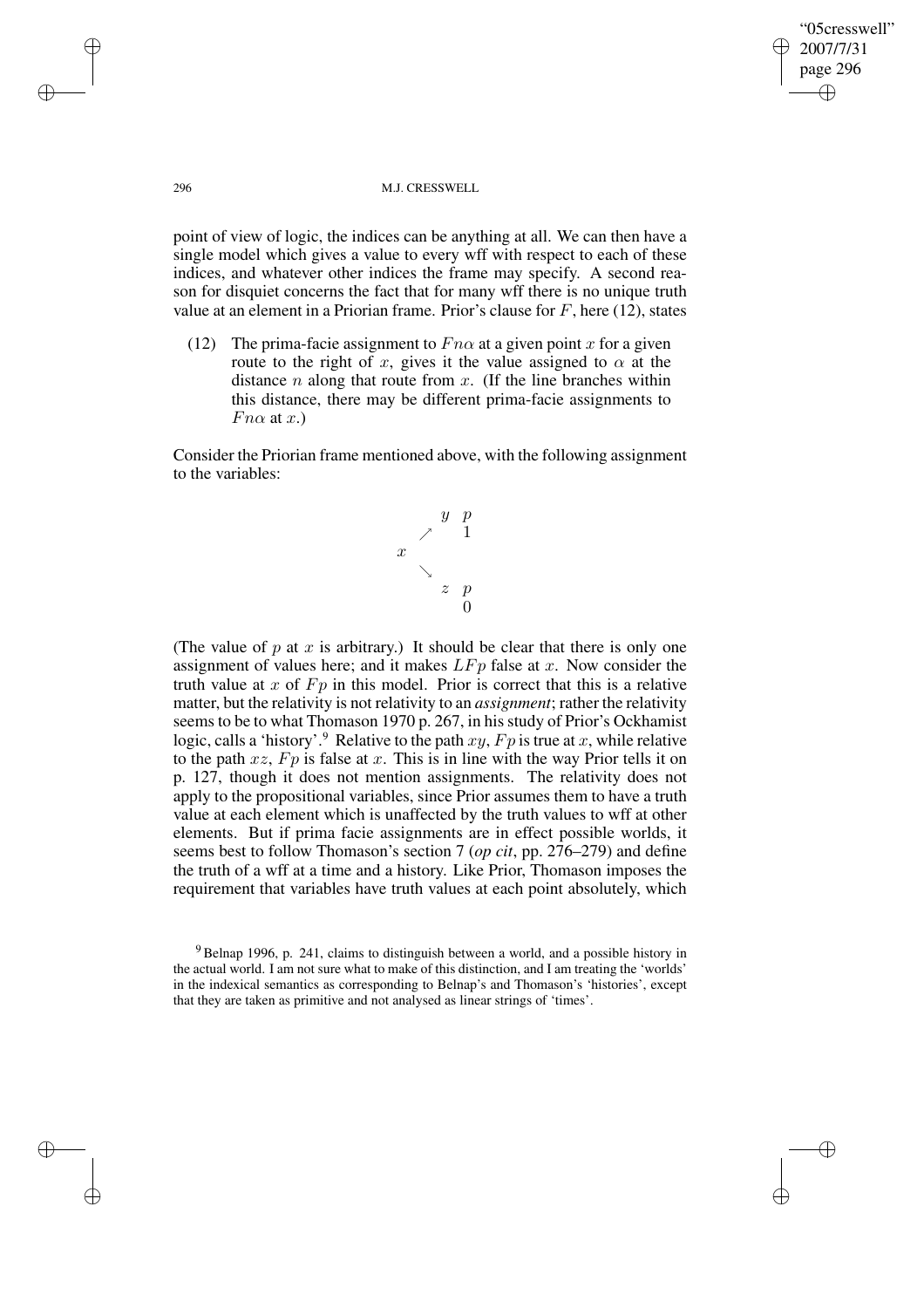point of view of logic, the indices can be anything at all. We can then have a single model which gives a value to every wff with respect to each of these indices, and whatever other indices the frame may specify. A second reason for disquiet concerns the fact that for many wff there is no unique truth value at an element in a Priorian frame. Prior's clause for $F$, here (12), states

(12) The prima-facie assignment to $Fn\alpha$ at a given point $x$ for a given route to the right of $x$, gives it the value assigned to $\alpha$ at the distance $n$ along that route from $x$. (If the line branches within this distance, there may be different prima-facie assignments to $Fn\alpha$ at $x$.)

Consider the Priorian frame mentioned above, with the following assignment to the variables:

$$
\begin{array}{ccc}
 & & y \quad p \\
 & \nearrow & \quad\; 1 \\
x & & \\
 & \searrow & \\
 & & z \quad p \\
 & & \quad\; 0
\end{array}
$$

(The value of $p$ at $x$ is arbitrary.) It should be clear that there is only one assignment of values here; and it makes $LFp$ false at $x$. Now consider the truth value at $x$ of $Fp$ in this model. Prior is correct that this is a relative matter, but the relativity is not relativity to an *assignment*; rather the relativity seems to be to what Thomason 1970 p. 267, in his study of Prior's Ockhamist logic, calls a 'history'.[9] Relative to the path $xy$, $Fp$ is true at $x$, while relative to the path $xz$, $Fp$ is false at $x$. This is in line with the way Prior tells it on p. 127, though it does not mention assignments. The relativity does not apply to the propositional variables, since Prior assumes them to have a truth value at each element which is unaffected by the truth values to wff at other elements. But if prima facie assignments are in effect possible worlds, it seems best to follow Thomason's section 7 (*op cit*, pp. 276–279) and define the truth of a wff at a time and a history. Like Prior, Thomason imposes the requirement that variables have truth values at each point absolutely, which

[9] Belnap 1996, p. 241, claims to distinguish between a world, and a possible history in the actual world. I am not sure what to make of this distinction, and I am treating the 'worlds' in the indexical semantics as corresponding to Belnap's and Thomason's 'histories', except that they are taken as primitive and not analysed as linear strings of 'times'.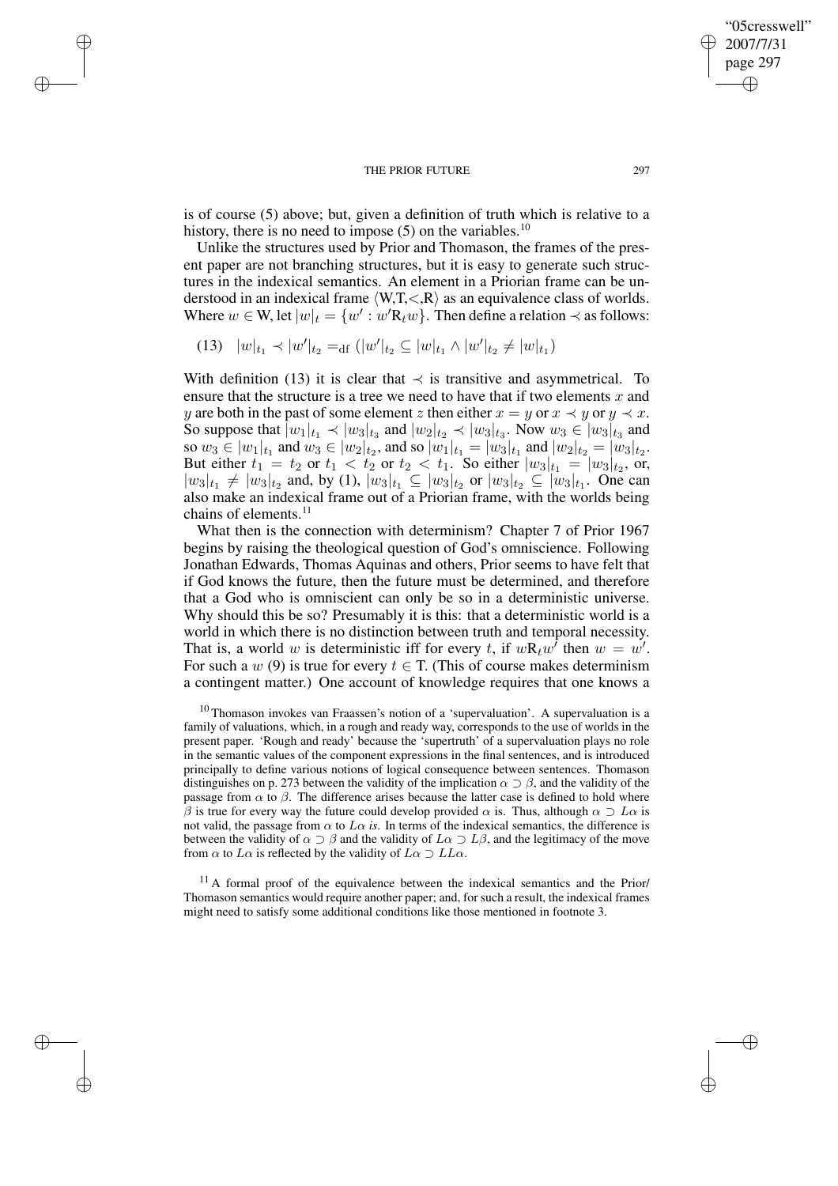is of course (5) above; but, given a definition of truth which is relative to a history, there is no need to impose (5) on the variables.[10]

Unlike the structures used by Prior and Thomason, the frames of the present paper are not branching structures, but it is easy to generate such structures in the indexical semantics. An element in a Priorian frame can be understood in an indexical frame $\langle W,T,<,R\rangle$ as an equivalence class of worlds. Where $w \in W$, let $|w|_t = \{w' : w'R_t w\}$. Then define a relation $\prec$ as follows:

(13) $|w|_{t_1} \prec |w'|_{t_2} =_{\text{df}} (|w'|_{t_2} \subseteq |w|_{t_1} \wedge |w'|_{t_2} \neq |w|_{t_1})$

With definition (13) it is clear that $\prec$ is transitive and asymmetrical. To ensure that the structure is a tree we need to have that if two elements $x$ and $y$ are both in the past of some element $z$ then either $x = y$ or $x \prec y$ or $y \prec x$. So suppose that $|w_1|_{t_1} \prec |w_3|_{t_3}$ and $|w_2|_{t_2} \prec |w_3|_{t_3}$. Now $w_3 \in |w_3|_{t_3}$ and so $w_3 \in |w_1|_{t_1}$ and $w_3 \in |w_2|_{t_2}$, and so $|w_1|_{t_1} = |w_3|_{t_1}$ and $|w_2|_{t_2} = |w_3|_{t_2}$. But either $t_1 = t_2$ or $t_1 < t_2$ or $t_2 < t_1$. So either $|w_3|_{t_1} = |w_3|_{t_2}$, or, $|w_3|_{t_1} \neq |w_3|_{t_2}$ and, by (1), $|w_3|_{t_1} \subseteq |w_3|_{t_2}$ or $|w_3|_{t_2} \subseteq |w_3|_{t_1}$. One can also make an indexical frame out of a Priorian frame, with the worlds being chains of elements.[11]

What then is the connection with determinism? Chapter 7 of Prior 1967 begins by raising the theological question of God's omniscience. Following Jonathan Edwards, Thomas Aquinas and others, Prior seems to have felt that if God knows the future, then the future must be determined, and therefore that a God who is omniscient can only be so in a deterministic universe. Why should this be so? Presumably it is this: that a deterministic world is a world in which there is no distinction between truth and temporal necessity. That is, a world $w$ is deterministic iff for every $t$, if $wR_t w'$ then $w = w'$. For such a $w$ (9) is true for every $t \in T$. (This of course makes determinism a contingent matter.) One account of knowledge requires that one knows a

[10] Thomason invokes van Fraassen's notion of a 'supervaluation'. A supervaluation is a family of valuations, which, in a rough and ready way, corresponds to the use of worlds in the present paper. 'Rough and ready' because the 'supertruth' of a supervaluation plays no role in the semantic values of the component expressions in the final sentences, and is introduced principally to define various notions of logical consequence between sentences. Thomason distinguishes on p. 273 between the validity of the implication $\alpha \supset \beta$, and the validity of the passage from $\alpha$ to $\beta$. The difference arises because the latter case is defined to hold where $\beta$ is true for every way the future could develop provided $\alpha$ is. Thus, although $\alpha \supset L\alpha$ is not valid, the passage from $\alpha$ to $L\alpha$ *is*. In terms of the indexical semantics, the difference is between the validity of $\alpha \supset \beta$ and the validity of $L\alpha \supset L\beta$, and the legitimacy of the move from $\alpha$ to $L\alpha$ is reflected by the validity of $L\alpha \supset LL\alpha$.

[11] A formal proof of the equivalence between the indexical semantics and the Prior/Thomason semantics would require another paper; and, for such a result, the indexical frames might need to satisfy some additional conditions like those mentioned in footnote 3.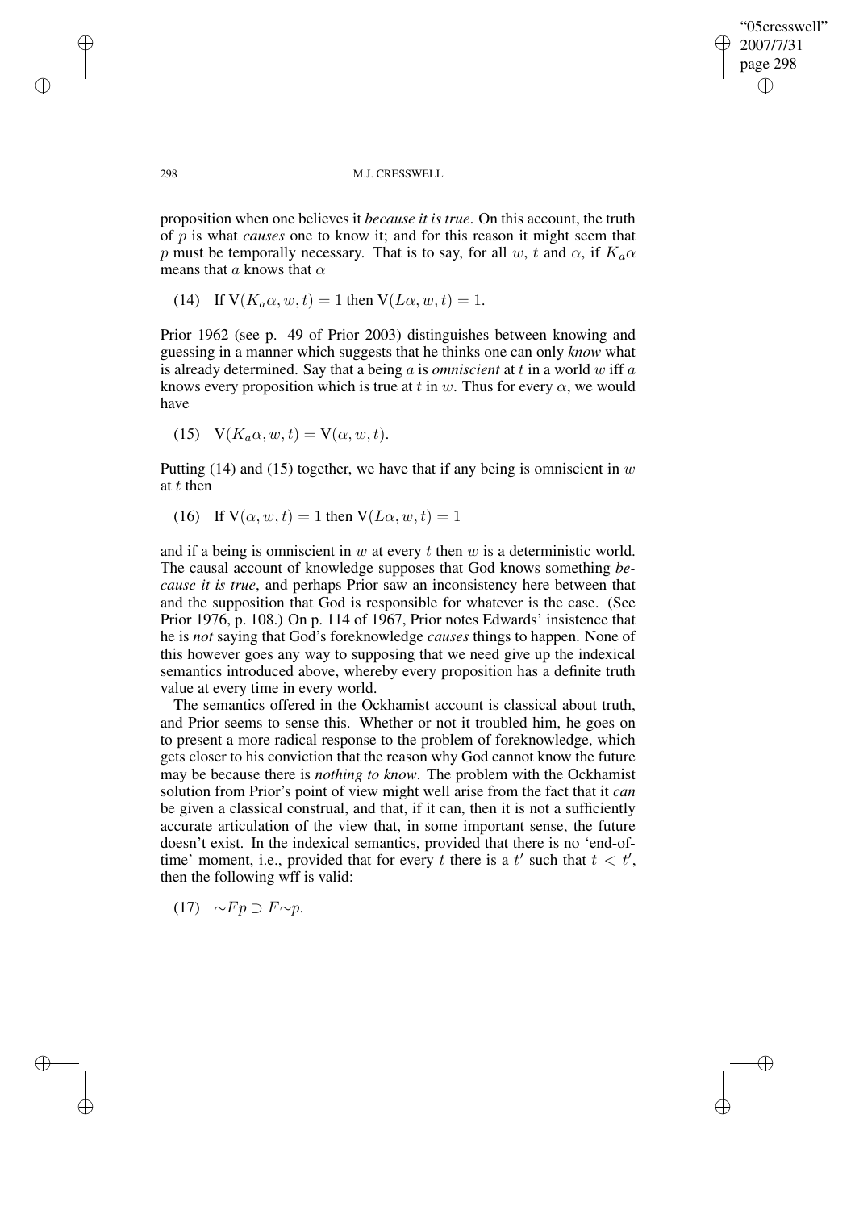proposition when one believes it *because it is true*. On this account, the truth of $p$ is what *causes* one to know it; and for this reason it might seem that $p$ must be temporally necessary. That is to say, for all $w$, $t$ and $\alpha$, if $K_a\alpha$ means that $a$ knows that $\alpha$

(14) If $\mathrm{V}(K_a\alpha, w, t) = 1$ then $\mathrm{V}(L\alpha, w, t) = 1$.

Prior 1962 (see p. 49 of Prior 2003) distinguishes between knowing and guessing in a manner which suggests that he thinks one can only *know* what is already determined. Say that a being $a$ is *omniscient* at $t$ in a world $w$ iff $a$ knows every proposition which is true at $t$ in $w$. Thus for every $\alpha$, we would have

(15) $\mathrm{V}(K_a\alpha, w, t) = \mathrm{V}(\alpha, w, t)$.

Putting (14) and (15) together, we have that if any being is omniscient in $w$ at $t$ then

(16) If $\mathrm{V}(\alpha, w, t) = 1$ then $\mathrm{V}(L\alpha, w, t) = 1$

and if a being is omniscient in $w$ at every $t$ then $w$ is a deterministic world. The causal account of knowledge supposes that God knows something *because it is true*, and perhaps Prior saw an inconsistency here between that and the supposition that God is responsible for whatever is the case. (See Prior 1976, p. 108.) On p. 114 of 1967, Prior notes Edwards' insistence that he is *not* saying that God's foreknowledge *causes* things to happen. None of this however goes any way to supposing that we need give up the indexical semantics introduced above, whereby every proposition has a definite truth value at every time in every world.

The semantics offered in the Ockhamist account is classical about truth, and Prior seems to sense this. Whether or not it troubled him, he goes on to present a more radical response to the problem of foreknowledge, which gets closer to his conviction that the reason why God cannot know the future may be because there is *nothing to know*. The problem with the Ockhamist solution from Prior's point of view might well arise from the fact that it *can* be given a classical construal, and that, if it can, then it is not a sufficiently accurate articulation of the view that, in some important sense, the future doesn't exist. In the indexical semantics, provided that there is no 'end-of-time' moment, i.e., provided that for every $t$ there is a $t'$ such that $t < t'$, then the following wff is valid:

(17) $\sim Fp \supset F{\sim}p$.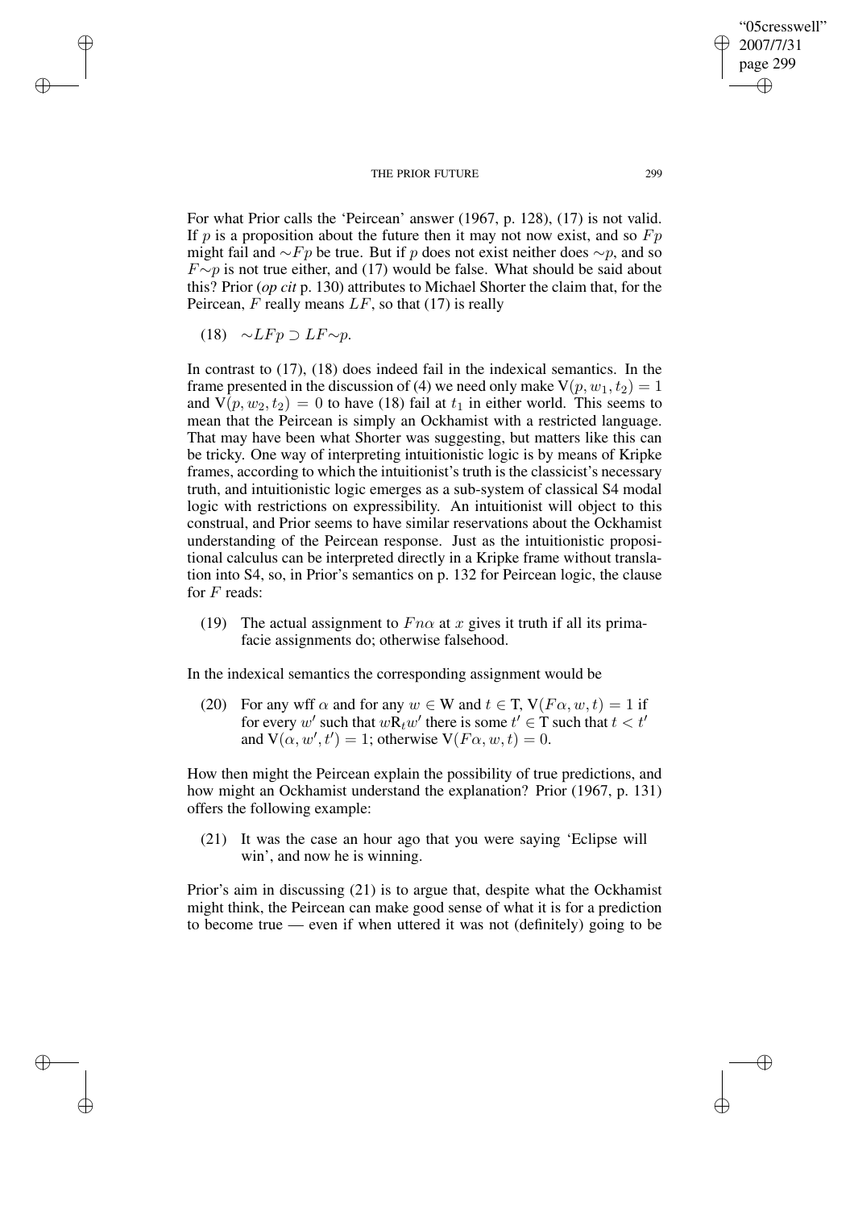For what Prior calls the 'Peircean' answer (1967, p. 128), (17) is not valid. If $p$ is a proposition about the future then it may not now exist, and so $Fp$ might fail and $\sim Fp$ be true. But if $p$ does not exist neither does $\sim p$, and so $F\sim p$ is not true either, and (17) would be false. What should be said about this? Prior (*op cit* p. 130) attributes to Michael Shorter the claim that, for the Peircean, $F$ really means $LF$, so that (17) is really

(18) $\sim LFp \supset LF\sim p$.

In contrast to (17), (18) does indeed fail in the indexical semantics. In the frame presented in the discussion of (4) we need only make $V(p, w_1, t_2) = 1$ and $V(p, w_2, t_2) = 0$ to have (18) fail at $t_1$ in either world. This seems to mean that the Peircean is simply an Ockhamist with a restricted language. That may have been what Shorter was suggesting, but matters like this can be tricky. One way of interpreting intuitionistic logic is by means of Kripke frames, according to which the intuitionist's truth is the classicist's necessary truth, and intuitionistic logic emerges as a sub-system of classical S4 modal logic with restrictions on expressibility. An intuitionist will object to this construal, and Prior seems to have similar reservations about the Ockhamist understanding of the Peircean response. Just as the intuitionistic propositional calculus can be interpreted directly in a Kripke frame without translation into S4, so, in Prior's semantics on p. 132 for Peircean logic, the clause for $F$ reads:

(19) The actual assignment to $Fn\alpha$ at $x$ gives it truth if all its prima-facie assignments do; otherwise falsehood.

In the indexical semantics the corresponding assignment would be

(20) For any wff $\alpha$ and for any $w \in$ W and $t \in$ T, $V(F\alpha, w, t) = 1$ if for every $w'$ such that $wR_t w'$ there is some $t' \in$ T such that $t < t'$ and $V(\alpha, w', t') = 1$; otherwise $V(F\alpha, w, t) = 0$.

How then might the Peircean explain the possibility of true predictions, and how might an Ockhamist understand the explanation? Prior (1967, p. 131) offers the following example:

(21) It was the case an hour ago that you were saying 'Eclipse will win', and now he is winning.

Prior's aim in discussing (21) is to argue that, despite what the Ockhamist might think, the Peircean can make good sense of what it is for a prediction to become true — even if when uttered it was not (definitely) going to be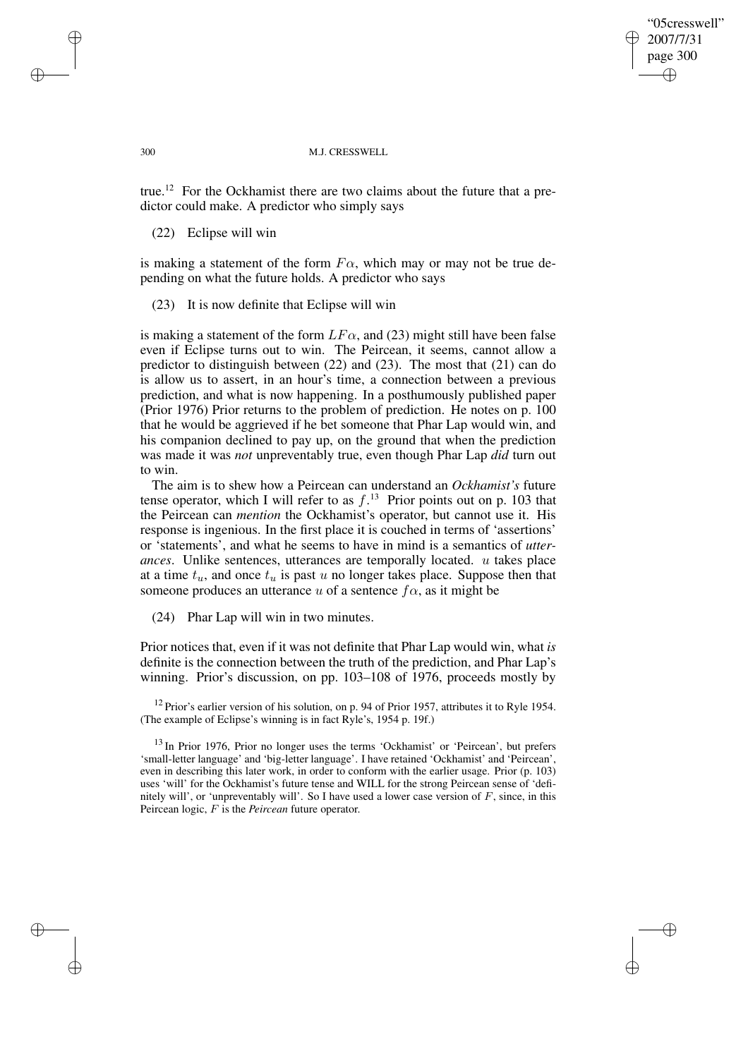true.[12] For the Ockhamist there are two claims about the future that a predictor could make. A predictor who simply says

(22) Eclipse will win

is making a statement of the form $F\alpha$, which may or may not be true depending on what the future holds. A predictor who says

(23) It is now definite that Eclipse will win

is making a statement of the form $LF\alpha$, and (23) might still have been false even if Eclipse turns out to win. The Peircean, it seems, cannot allow a predictor to distinguish between (22) and (23). The most that (21) can do is allow us to assert, in an hour's time, a connection between a previous prediction, and what is now happening. In a posthumously published paper (Prior 1976) Prior returns to the problem of prediction. He notes on p. 100 that he would be aggrieved if he bet someone that Phar Lap would win, and his companion declined to pay up, on the ground that when the prediction was made it was *not* unpreventably true, even though Phar Lap *did* turn out to win.

The aim is to shew how a Peircean can understand an *Ockhamist's* future tense operator, which I will refer to as $f$.[13] Prior points out on p. 103 that the Peircean can *mention* the Ockhamist's operator, but cannot use it. His response is ingenious. In the first place it is couched in terms of 'assertions' or 'statements', and what he seems to have in mind is a semantics of *utterances*. Unlike sentences, utterances are temporally located. $u$ takes place at a time $t_u$, and once $t_u$ is past $u$ no longer takes place. Suppose then that someone produces an utterance $u$ of a sentence $f\alpha$, as it might be

(24) Phar Lap will win in two minutes.

Prior notices that, even if it was not definite that Phar Lap would win, what *is* definite is the connection between the truth of the prediction, and Phar Lap's winning. Prior's discussion, on pp. 103–108 of 1976, proceeds mostly by

[12] Prior's earlier version of his solution, on p. 94 of Prior 1957, attributes it to Ryle 1954. (The example of Eclipse's winning is in fact Ryle's, 1954 p. 19f.)

[13] In Prior 1976, Prior no longer uses the terms 'Ockhamist' or 'Peircean', but prefers 'small-letter language' and 'big-letter language'. I have retained 'Ockhamist' and 'Peircean', even in describing this later work, in order to conform with the earlier usage. Prior (p. 103) uses 'will' for the Ockhamist's future tense and WILL for the strong Peircean sense of 'definitely will', or 'unpreventably will'. So I have used a lower case version of $F$, since, in this Peircean logic, $F$ is the *Peircean* future operator.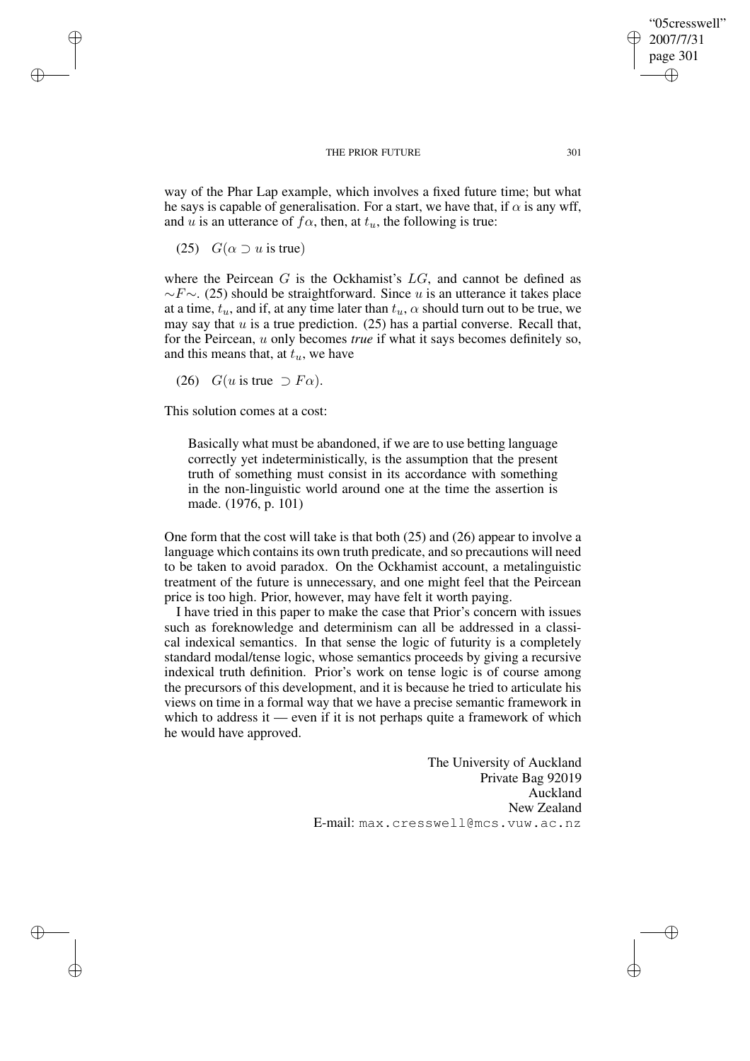way of the Phar Lap example, which involves a fixed future time; but what he says is capable of generalisation. For a start, we have that, if $\alpha$ is any wff, and $u$ is an utterance of $f\alpha$, then, at $t_u$, the following is true:

(25) $G(\alpha \supset u \text{ is true})$

where the Peircean $G$ is the Ockhamist's $LG$, and cannot be defined as $\sim F \sim$. (25) should be straightforward. Since $u$ is an utterance it takes place at a time, $t_u$, and if, at any time later than $t_u$, $\alpha$ should turn out to be true, we may say that $u$ is a true prediction. (25) has a partial converse. Recall that, for the Peircean, $u$ only becomes *true* if what it says becomes definitely so, and this means that, at $t_u$, we have

(26) $G(u \text{ is true } \supset F\alpha)$.

This solution comes at a cost:

> Basically what must be abandoned, if we are to use betting language correctly yet indeterministically, is the assumption that the present truth of something must consist in its accordance with something in the non-linguistic world around one at the time the assertion is made. (1976, p. 101)

One form that the cost will take is that both (25) and (26) appear to involve a language which contains its own truth predicate, and so precautions will need to be taken to avoid paradox. On the Ockhamist account, a metalinguistic treatment of the future is unnecessary, and one might feel that the Peircean price is too high. Prior, however, may have felt it worth paying.

I have tried in this paper to make the case that Prior's concern with issues such as foreknowledge and determinism can all be addressed in a classical indexical semantics. In that sense the logic of futurity is a completely standard modal/tense logic, whose semantics proceeds by giving a recursive indexical truth definition. Prior's work on tense logic is of course among the precursors of this development, and it is because he tried to articulate his views on time in a formal way that we have a precise semantic framework in which to address it — even if it is not perhaps quite a framework of which he would have approved.

The University of Auckland
Private Bag 92019
Auckland
New Zealand
E-mail: max.cresswell@mcs.vuw.ac.nz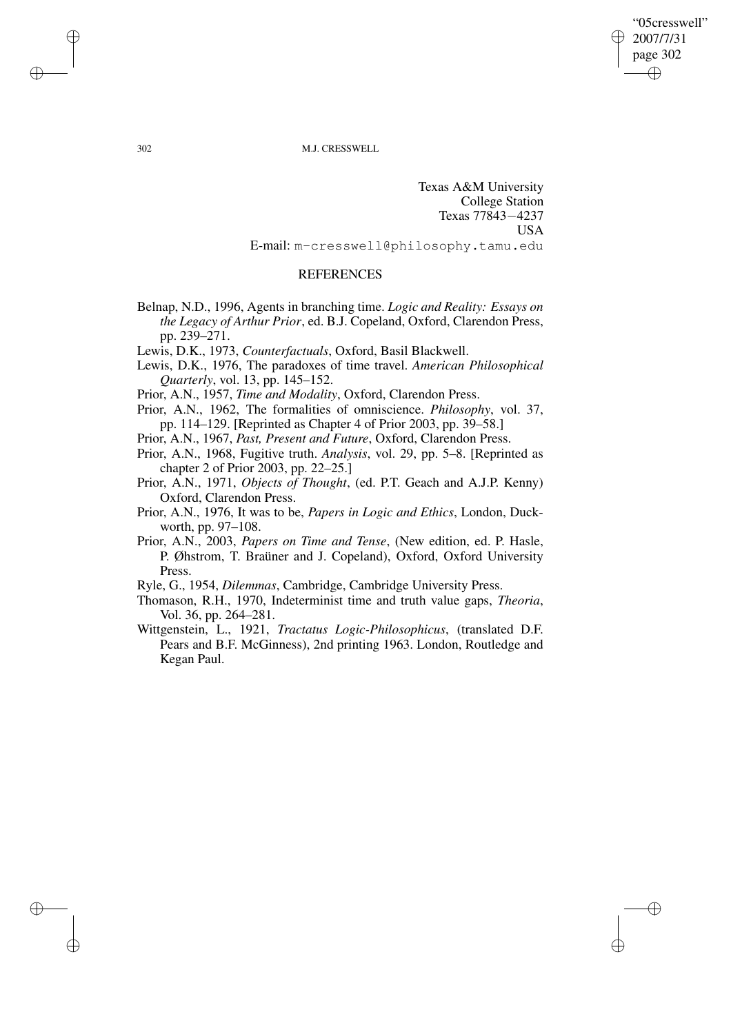Texas A&M University
College Station
Texas 77843−4237
USA
E-mail: m-cresswell@philosophy.tamu.edu

## REFERENCES

Belnap, N.D., 1996, Agents in branching time. *Logic and Reality: Essays on the Legacy of Arthur Prior*, ed. B.J. Copeland, Oxford, Clarendon Press, pp. 239–271.

Lewis, D.K., 1973, *Counterfactuals*, Oxford, Basil Blackwell.

Lewis, D.K., 1976, The paradoxes of time travel. *American Philosophical Quarterly*, vol. 13, pp. 145–152.

Prior, A.N., 1957, *Time and Modality*, Oxford, Clarendon Press.

Prior, A.N., 1962, The formalities of omniscience. *Philosophy*, vol. 37, pp. 114–129. [Reprinted as Chapter 4 of Prior 2003, pp. 39–58.]

Prior, A.N., 1967, *Past, Present and Future*, Oxford, Clarendon Press.

Prior, A.N., 1968, Fugitive truth. *Analysis*, vol. 29, pp. 5–8. [Reprinted as chapter 2 of Prior 2003, pp. 22–25.]

Prior, A.N., 1971, *Objects of Thought*, (ed. P.T. Geach and A.J.P. Kenny) Oxford, Clarendon Press.

Prior, A.N., 1976, It was to be, *Papers in Logic and Ethics*, London, Duckworth, pp. 97–108.

Prior, A.N., 2003, *Papers on Time and Tense*, (New edition, ed. P. Hasle, P. Øhstrom, T. Braüner and J. Copeland), Oxford, Oxford University Press.

Ryle, G., 1954, *Dilemmas*, Cambridge, Cambridge University Press.

Thomason, R.H., 1970, Indeterminist time and truth value gaps, *Theoria*, Vol. 36, pp. 264–281.

Wittgenstein, L., 1921, *Tractatus Logic-Philosophicus*, (translated D.F. Pears and B.F. McGinness), 2nd printing 1963. London, Routledge and Kegan Paul.